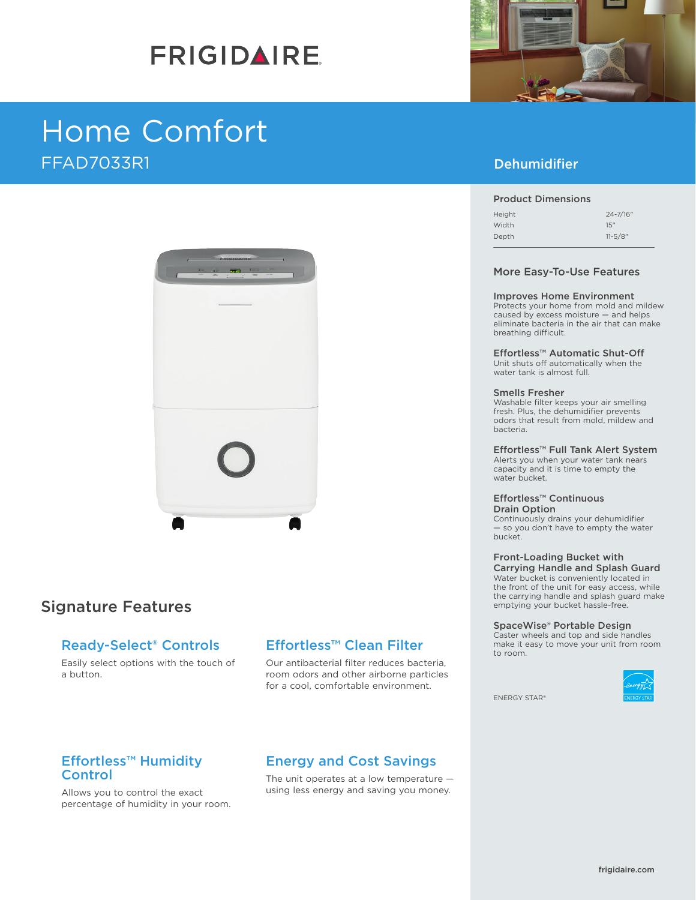FRIGIDAIRE

# Home Comfort

FFAD7033R1

## Dehumidifier

### Product Dimensions

| | |
|---|---|
| Height | 24-7/16" |
| Width | 15" |
| Depth | 11-5/8" |

### More Easy-To-Use Features

**Improves Home Environment**
Protects your home from mold and mildew caused by excess moisture — and helps eliminate bacteria in the air that can make breathing difficult.

**Effortless™ Automatic Shut-Off**
Unit shuts off automatically when the water tank is almost full.

**Smells Fresher**
Washable filter keeps your air smelling fresh. Plus, the dehumidifier prevents odors that result from mold, mildew and bacteria.

**Effortless™ Full Tank Alert System**
Alerts you when your water tank nears capacity and it is time to empty the water bucket.

**Effortless™ Continuous Drain Option**
Continuously drains your dehumidifier — so you don't have to empty the water bucket.

**Front-Loading Bucket with Carrying Handle and Splash Guard**
Water bucket is conveniently located in the front of the unit for easy access, while the carrying handle and splash guard make emptying your bucket hassle-free.

**SpaceWise® Portable Design**
Caster wheels and top and side handles make it easy to move your unit from room to room.

ENERGY STAR®

## Signature Features

### Ready-Select® Controls

Easily select options with the touch of a button.

### Effortless™ Clean Filter

Our antibacterial filter reduces bacteria, room odors and other airborne particles for a cool, comfortable environment.

### Effortless™ Humidity Control

Allows you to control the exact percentage of humidity in your room.

### Energy and Cost Savings

The unit operates at a low temperature — using less energy and saving you money.

frigidaire.com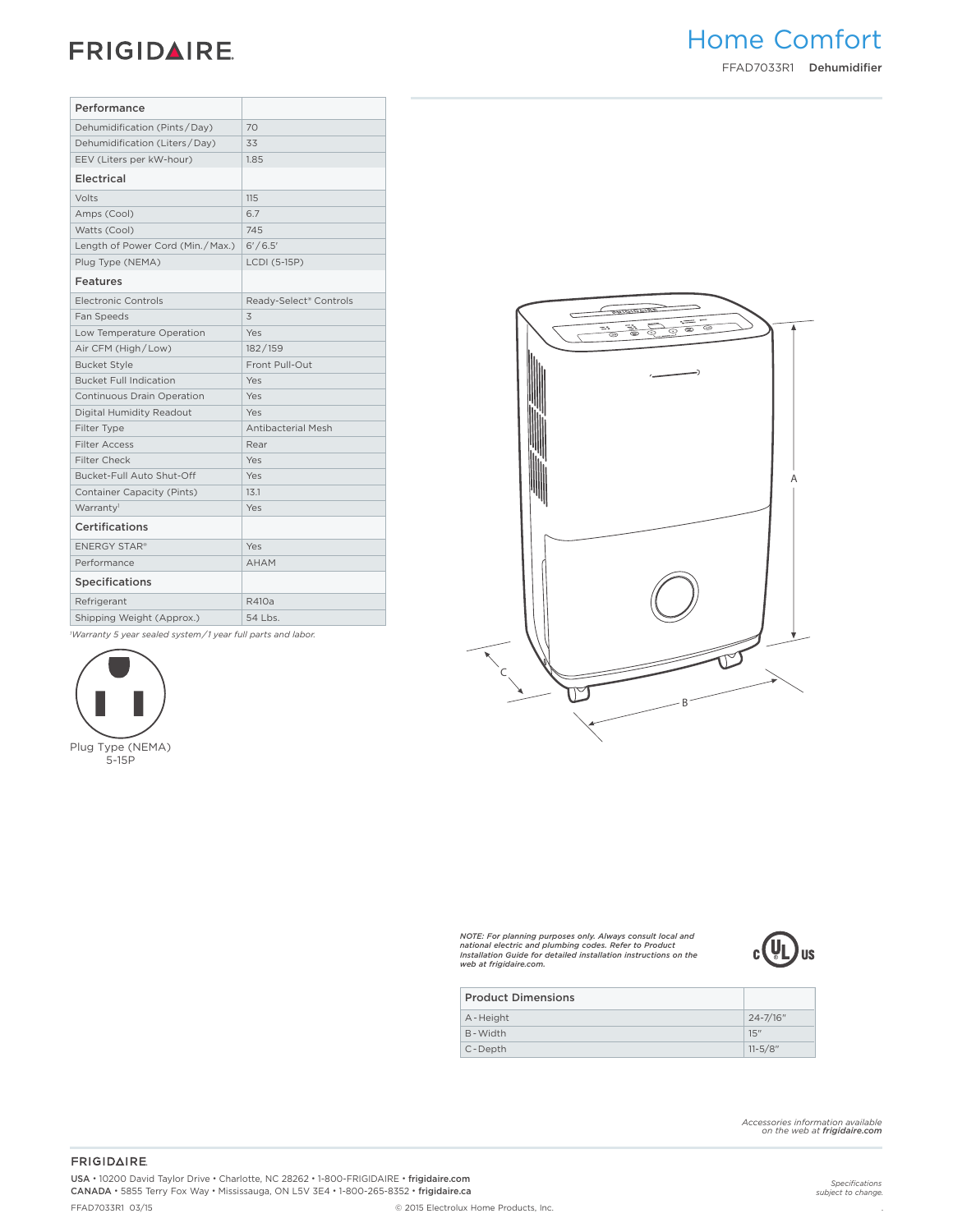# FRIGIDAIRE

## Home Comfort

FFAD7033R1 **Dehumidifier**

| Performance | |
|---|---|
| Dehumidification (Pints/Day) | 70 |
| Dehumidification (Liters/Day) | 33 |
| EEV (Liters per kW-hour) | 1.85 |
| **Electrical** | |
| Volts | 115 |
| Amps (Cool) | 6.7 |
| Watts (Cool) | 745 |
| Length of Power Cord (Min./Max.) | 6'/6.5' |
| Plug Type (NEMA) | LCDI (5-15P) |
| **Features** | |
| Electronic Controls | Ready-Select® Controls |
| Fan Speeds | 3 |
| Low Temperature Operation | Yes |
| Air CFM (High/Low) | 182/159 |
| Bucket Style | Front Pull-Out |
| Bucket Full Indication | Yes |
| Continuous Drain Operation | Yes |
| Digital Humidity Readout | Yes |
| Filter Type | Antibacterial Mesh |
| Filter Access | Rear |
| Filter Check | Yes |
| Bucket-Full Auto Shut-Off | Yes |
| Container Capacity (Pints) | 13.1 |
| Warranty[1] | Yes |
| **Certifications** | |
| ENERGY STAR® | Yes |
| Performance | AHAM |
| **Specifications** | |
| Refrigerant | R410a |
| Shipping Weight (Approx.) | 54 Lbs. |

*[1]Warranty 5 year sealed system/1 year full parts and labor.*

Plug Type (NEMA)
5-15P

A

B

C

*NOTE: For planning purposes only. Always consult local and national electric and plumbing codes. Refer to Product Installation Guide for detailed installation instructions on the web at frigidaire.com.*

| Product Dimensions | |
|---|---|
| A - Height | 24-7/16" |
| B - Width | 15" |
| C - Depth | 11-5/8" |

*Accessories information available on the web at **frigidaire.com***

FRIGIDAIRE

USA • 10200 David Taylor Drive • Charlotte, NC 28262 • 1-800-FRIGIDAIRE • frigidaire.com
CANADA • 5855 Terry Fox Way • Mississauga, ON L5V 3E4 • 1-800-265-8352 • frigidaire.ca

FFAD7033R1 03/15

© 2015 Electrolux Home Products, Inc.

*Specifications subject to change.*